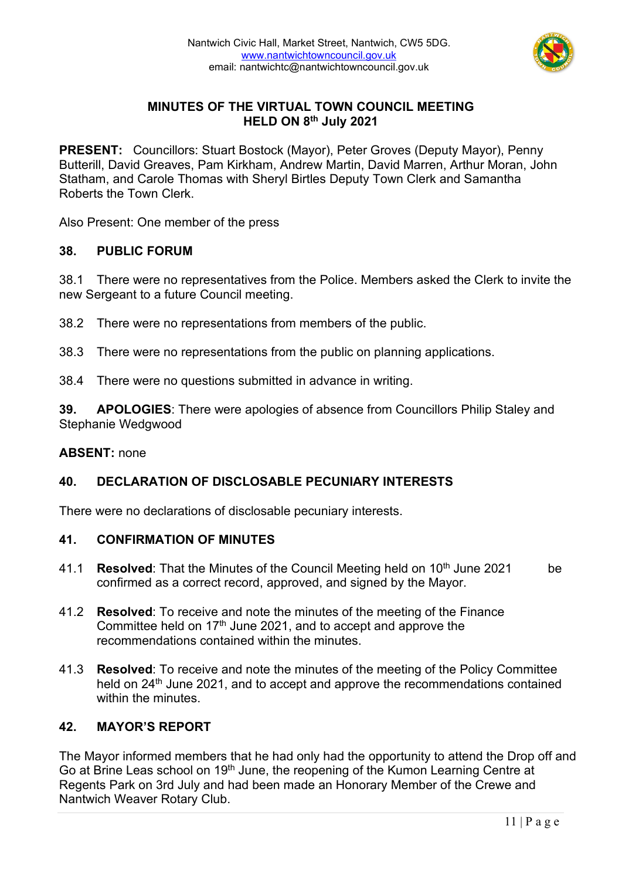Nantwich Civic Hall, Market Street, Nantwich, CW5 5DG.
www.nantwichtowncouncil.gov.uk
email: nantwichtc@nantwichtowncouncil.gov.uk

# MINUTES OF THE VIRTUAL TOWN COUNCIL MEETING HELD ON 8th July 2021

**PRESENT:** Councillors: Stuart Bostock (Mayor), Peter Groves (Deputy Mayor), Penny Butterill, David Greaves, Pam Kirkham, Andrew Martin, David Marren, Arthur Moran, John Statham, and Carole Thomas with Sheryl Birtles Deputy Town Clerk and Samantha Roberts the Town Clerk.

Also Present: One member of the press

## 38. PUBLIC FORUM

38.1 There were no representatives from the Police. Members asked the Clerk to invite the new Sergeant to a future Council meeting.

38.2 There were no representations from members of the public.

38.3 There were no representations from the public on planning applications.

38.4 There were no questions submitted in advance in writing.

**39. APOLOGIES**: There were apologies of absence from Councillors Philip Staley and Stephanie Wedgwood

**ABSENT:** none

## 40. DECLARATION OF DISCLOSABLE PECUNIARY INTERESTS

There were no declarations of disclosable pecuniary interests.

## 41. CONFIRMATION OF MINUTES

41.1 **Resolved**: That the Minutes of the Council Meeting held on 10th June 2021 be confirmed as a correct record, approved, and signed by the Mayor.

41.2 **Resolved**: To receive and note the minutes of the meeting of the Finance Committee held on 17th June 2021, and to accept and approve the recommendations contained within the minutes.

41.3 **Resolved**: To receive and note the minutes of the meeting of the Policy Committee held on 24th June 2021, and to accept and approve the recommendations contained within the minutes.

## 42. MAYOR'S REPORT

The Mayor informed members that he had only had the opportunity to attend the Drop off and Go at Brine Leas school on 19th June, the reopening of the Kumon Learning Centre at Regents Park on 3rd July and had been made an Honorary Member of the Crewe and Nantwich Weaver Rotary Club.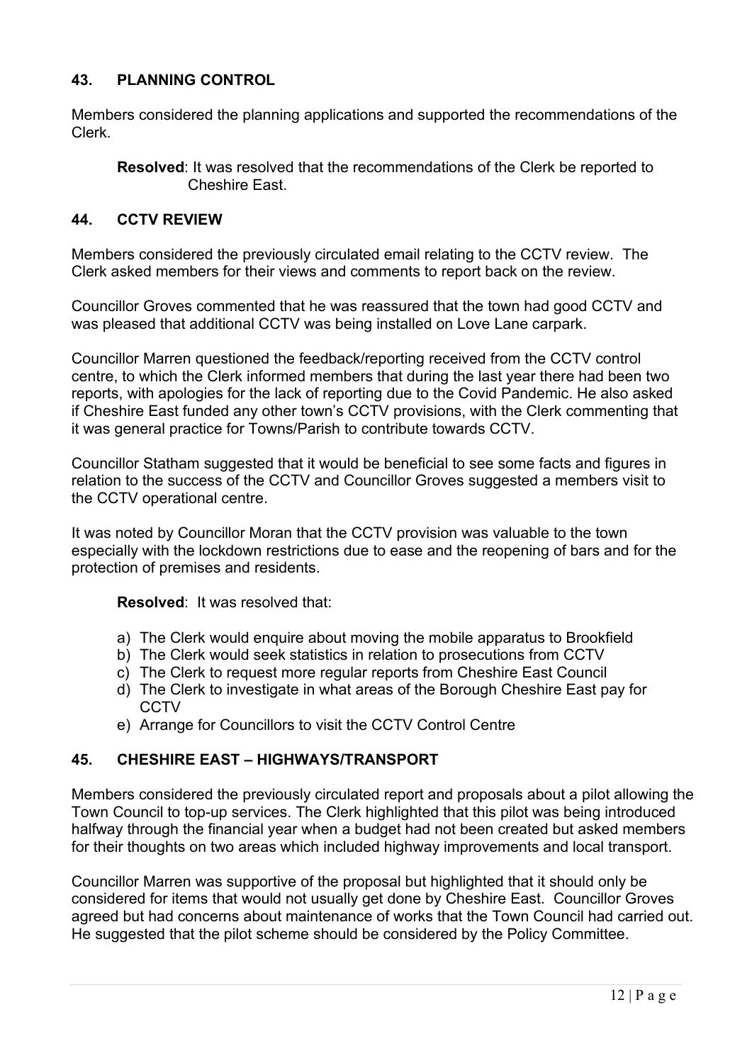## 43. PLANNING CONTROL

Members considered the planning applications and supported the recommendations of the Clerk.

> **Resolved**: It was resolved that the recommendations of the Clerk be reported to Cheshire East.

## 44. CCTV REVIEW

Members considered the previously circulated email relating to the CCTV review. The Clerk asked members for their views and comments to report back on the review.

Councillor Groves commented that he was reassured that the town had good CCTV and was pleased that additional CCTV was being installed on Love Lane carpark.

Councillor Marren questioned the feedback/reporting received from the CCTV control centre, to which the Clerk informed members that during the last year there had been two reports, with apologies for the lack of reporting due to the Covid Pandemic. He also asked if Cheshire East funded any other town's CCTV provisions, with the Clerk commenting that it was general practice for Towns/Parish to contribute towards CCTV.

Councillor Statham suggested that it would be beneficial to see some facts and figures in relation to the success of the CCTV and Councillor Groves suggested a members visit to the CCTV operational centre.

It was noted by Councillor Moran that the CCTV provision was valuable to the town especially with the lockdown restrictions due to ease and the reopening of bars and for the protection of premises and residents.

**Resolved**: It was resolved that:

a) The Clerk would enquire about moving the mobile apparatus to Brookfield
b) The Clerk would seek statistics in relation to prosecutions from CCTV
c) The Clerk to request more regular reports from Cheshire East Council
d) The Clerk to investigate in what areas of the Borough Cheshire East pay for CCTV
e) Arrange for Councillors to visit the CCTV Control Centre

## 45. CHESHIRE EAST – HIGHWAYS/TRANSPORT

Members considered the previously circulated report and proposals about a pilot allowing the Town Council to top-up services. The Clerk highlighted that this pilot was being introduced halfway through the financial year when a budget had not been created but asked members for their thoughts on two areas which included highway improvements and local transport.

Councillor Marren was supportive of the proposal but highlighted that it should only be considered for items that would not usually get done by Cheshire East. Councillor Groves agreed but had concerns about maintenance of works that the Town Council had carried out. He suggested that the pilot scheme should be considered by the Policy Committee.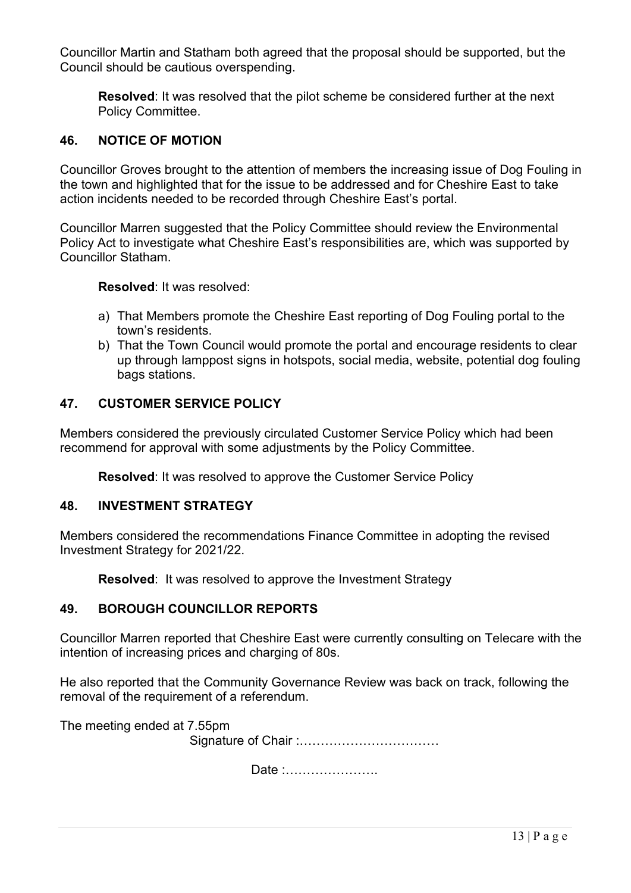Councillor Martin and Statham both agreed that the proposal should be supported, but the Council should be cautious overspending.

> **Resolved**: It was resolved that the pilot scheme be considered further at the next Policy Committee.

## 46. NOTICE OF MOTION

Councillor Groves brought to the attention of members the increasing issue of Dog Fouling in the town and highlighted that for the issue to be addressed and for Cheshire East to take action incidents needed to be recorded through Cheshire East's portal.

Councillor Marren suggested that the Policy Committee should review the Environmental Policy Act to investigate what Cheshire East's responsibilities are, which was supported by Councillor Statham.

> **Resolved**: It was resolved:
>
> a) That Members promote the Cheshire East reporting of Dog Fouling portal to the town's residents.
> b) That the Town Council would promote the portal and encourage residents to clear up through lamppost signs in hotspots, social media, website, potential dog fouling bags stations.

## 47. CUSTOMER SERVICE POLICY

Members considered the previously circulated Customer Service Policy which had been recommend for approval with some adjustments by the Policy Committee.

> **Resolved**: It was resolved to approve the Customer Service Policy

## 48. INVESTMENT STRATEGY

Members considered the recommendations Finance Committee in adopting the revised Investment Strategy for 2021/22.

> **Resolved**: It was resolved to approve the Investment Strategy

## 49. BOROUGH COUNCILLOR REPORTS

Councillor Marren reported that Cheshire East were currently consulting on Telecare with the intention of increasing prices and charging of 80s.

He also reported that the Community Governance Review was back on track, following the removal of the requirement of a referendum.

The meeting ended at 7.55pm

Signature of Chair :……………………………

Date :………………….